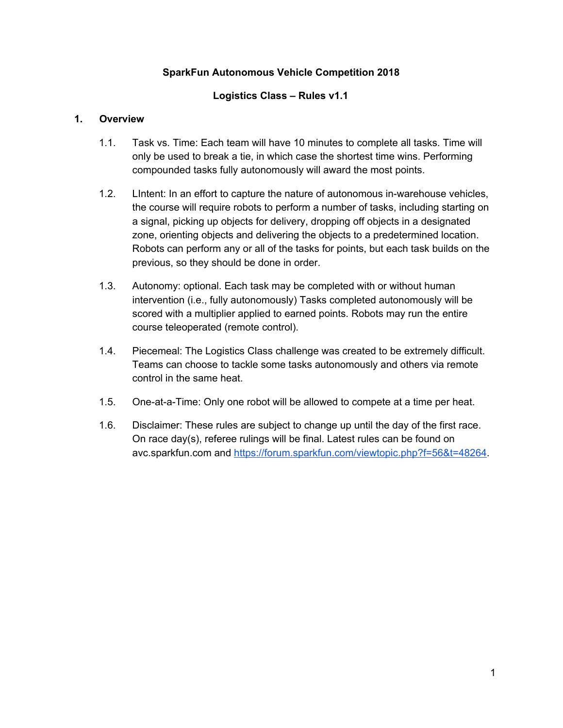**SparkFun Autonomous Vehicle Competition 2018**

**Logistics Class – Rules v1.1**

## 1. Overview

1.1. Task vs. Time: Each team will have 10 minutes to complete all tasks. Time will only be used to break a tie, in which case the shortest time wins. Performing compounded tasks fully autonomously will award the most points.

1.2. LIntent: In an effort to capture the nature of autonomous in-warehouse vehicles, the course will require robots to perform a number of tasks, including starting on a signal, picking up objects for delivery, dropping off objects in a designated zone, orienting objects and delivering the objects to a predetermined location. Robots can perform any or all of the tasks for points, but each task builds on the previous, so they should be done in order.

1.3. Autonomy: optional. Each task may be completed with or without human intervention (i.e., fully autonomously) Tasks completed autonomously will be scored with a multiplier applied to earned points. Robots may run the entire course teleoperated (remote control).

1.4. Piecemeal: The Logistics Class challenge was created to be extremely difficult. Teams can choose to tackle some tasks autonomously and others via remote control in the same heat.

1.5. One-at-a-Time: Only one robot will be allowed to compete at a time per heat.

1.6. Disclaimer: These rules are subject to change up until the day of the first race. On race day(s), referee rulings will be final. Latest rules can be found on avc.sparkfun.com and [https://forum.sparkfun.com/viewtopic.php?f=56&t=48264](https://forum.sparkfun.com/viewtopic.php?f=56&t=48264).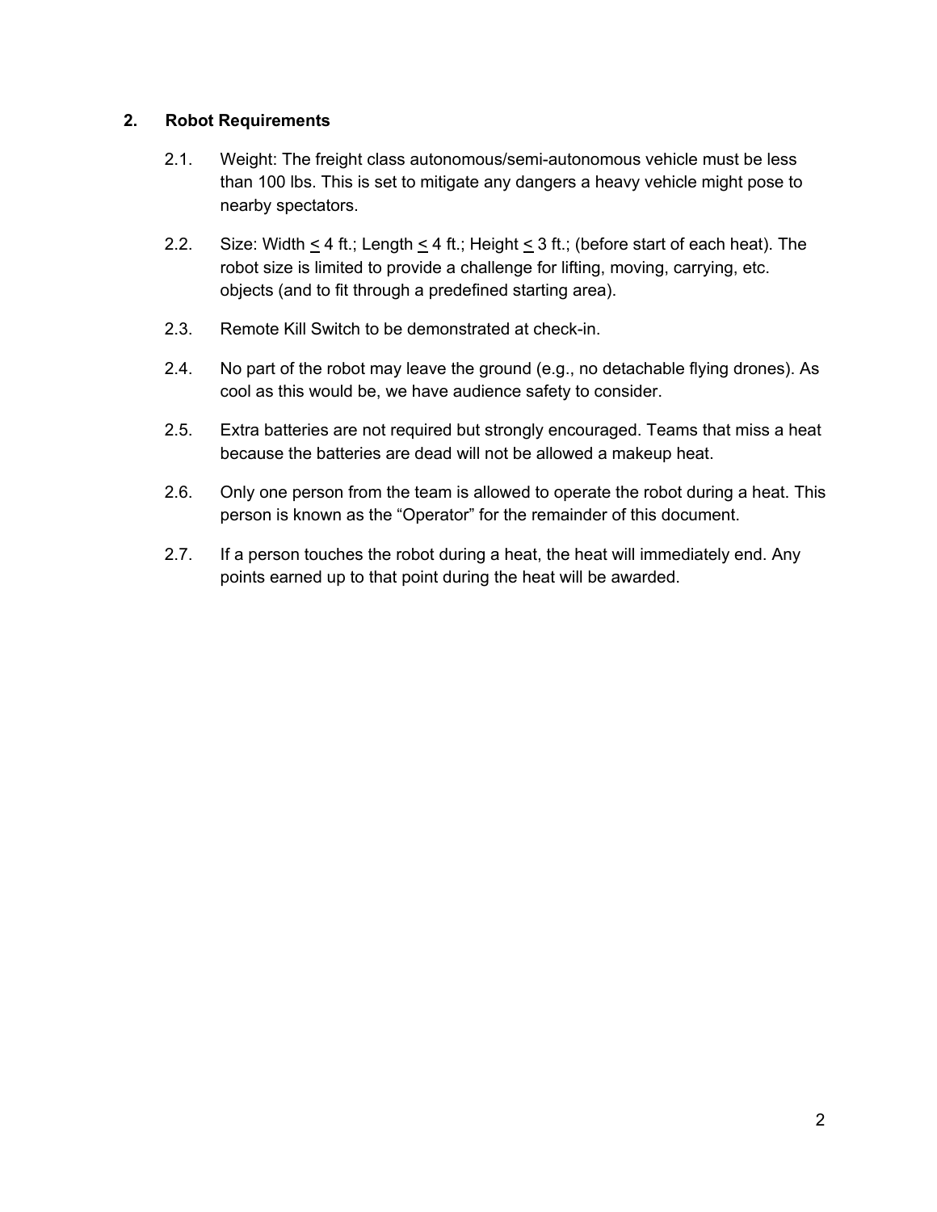## 2. Robot Requirements

2.1. Weight: The freight class autonomous/semi-autonomous vehicle must be less than 100 lbs. This is set to mitigate any dangers a heavy vehicle might pose to nearby spectators.

2.2. Size: Width ≤ 4 ft.; Length ≤ 4 ft.; Height ≤ 3 ft.; (before start of each heat). The robot size is limited to provide a challenge for lifting, moving, carrying, etc. objects (and to fit through a predefined starting area).

2.3. Remote Kill Switch to be demonstrated at check-in.

2.4. No part of the robot may leave the ground (e.g., no detachable flying drones). As cool as this would be, we have audience safety to consider.

2.5. Extra batteries are not required but strongly encouraged. Teams that miss a heat because the batteries are dead will not be allowed a makeup heat.

2.6. Only one person from the team is allowed to operate the robot during a heat. This person is known as the "Operator" for the remainder of this document.

2.7. If a person touches the robot during a heat, the heat will immediately end. Any points earned up to that point during the heat will be awarded.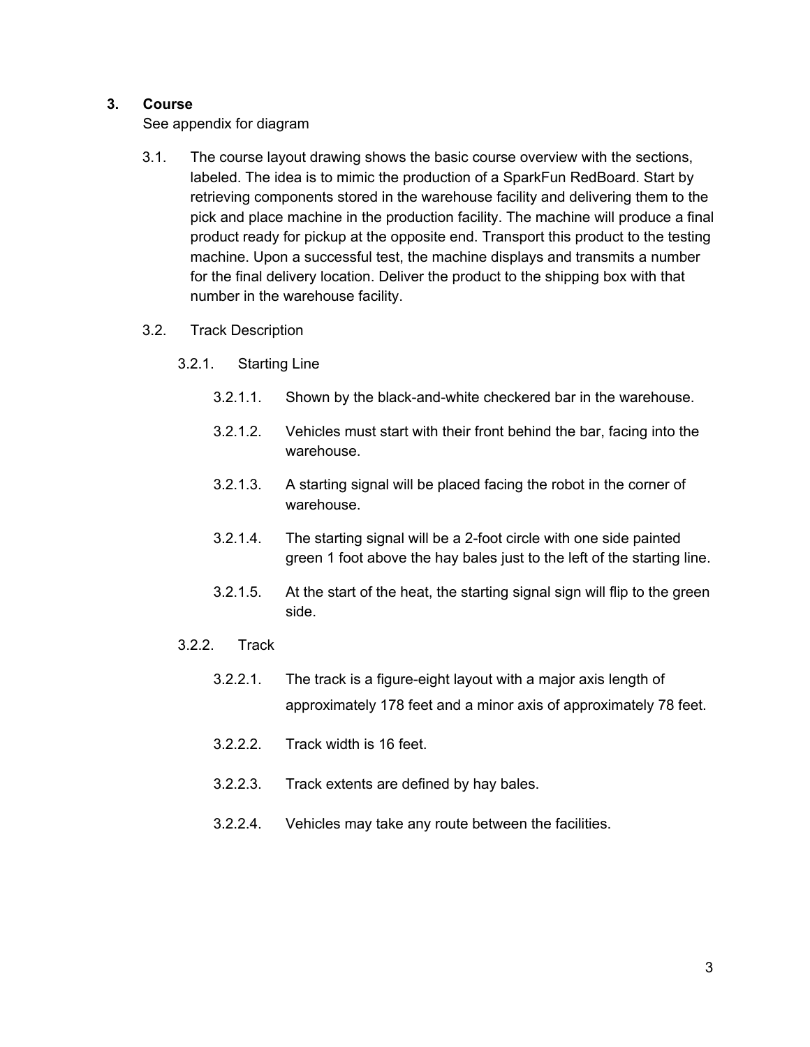## 3. Course

See appendix for diagram

3.1. The course layout drawing shows the basic course overview with the sections, labeled. The idea is to mimic the production of a SparkFun RedBoard. Start by retrieving components stored in the warehouse facility and delivering them to the pick and place machine in the production facility. The machine will produce a final product ready for pickup at the opposite end. Transport this product to the testing machine. Upon a successful test, the machine displays and transmits a number for the final delivery location. Deliver the product to the shipping box with that number in the warehouse facility.

3.2. Track Description

3.2.1. Starting Line

3.2.1.1. Shown by the black-and-white checkered bar in the warehouse.

3.2.1.2. Vehicles must start with their front behind the bar, facing into the warehouse.

3.2.1.3. A starting signal will be placed facing the robot in the corner of warehouse.

3.2.1.4. The starting signal will be a 2-foot circle with one side painted green 1 foot above the hay bales just to the left of the starting line.

3.2.1.5. At the start of the heat, the starting signal sign will flip to the green side.

3.2.2. Track

3.2.2.1. The track is a figure-eight layout with a major axis length of approximately 178 feet and a minor axis of approximately 78 feet.

3.2.2.2. Track width is 16 feet.

3.2.2.3. Track extents are defined by hay bales.

3.2.2.4. Vehicles may take any route between the facilities.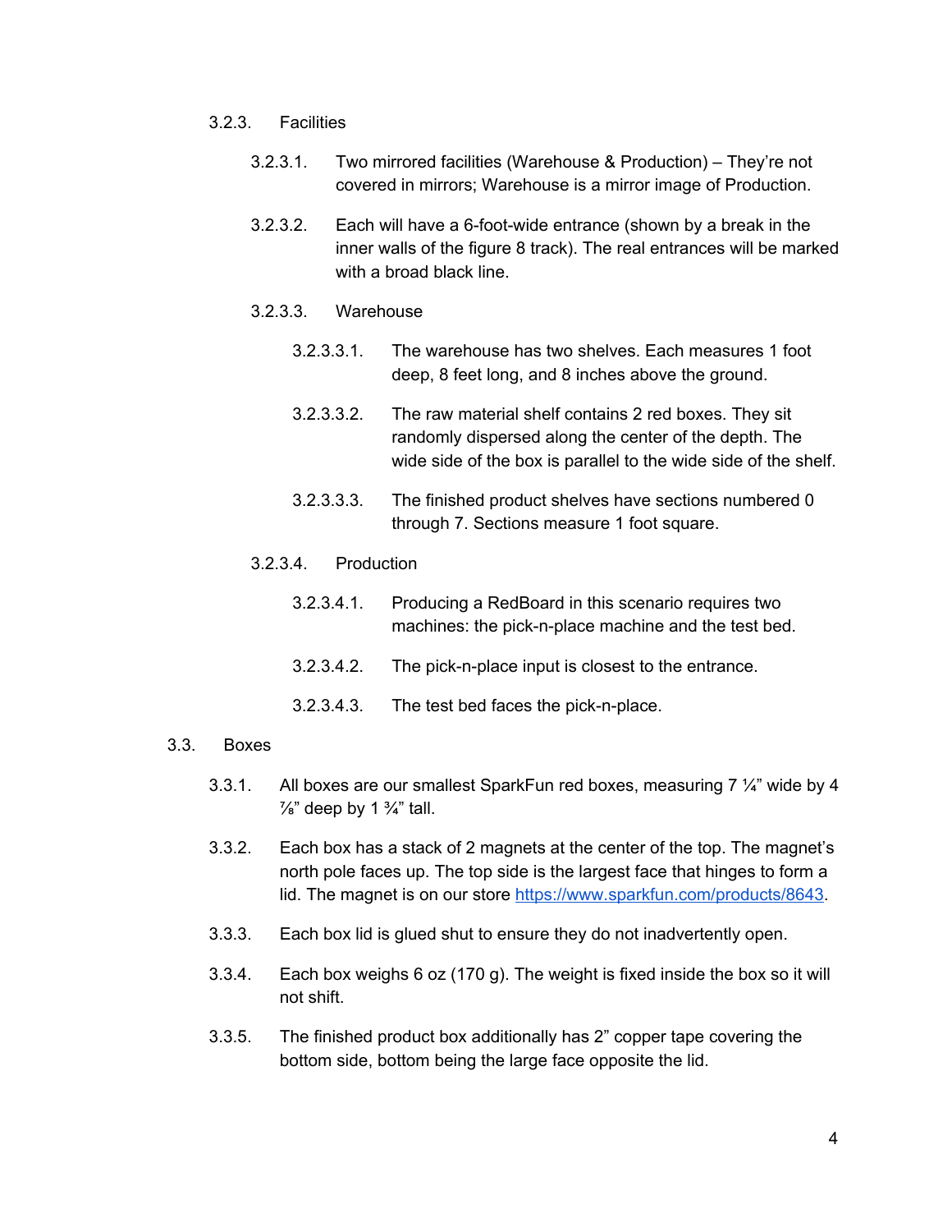### 3.2.3. Facilities

3.2.3.1. Two mirrored facilities (Warehouse & Production) – They're not covered in mirrors; Warehouse is a mirror image of Production.

3.2.3.2. Each will have a 6-foot-wide entrance (shown by a break in the inner walls of the figure 8 track). The real entrances will be marked with a broad black line.

3.2.3.3. Warehouse

3.2.3.3.1. The warehouse has two shelves. Each measures 1 foot deep, 8 feet long, and 8 inches above the ground.

3.2.3.3.2. The raw material shelf contains 2 red boxes. They sit randomly dispersed along the center of the depth. The wide side of the box is parallel to the wide side of the shelf.

3.2.3.3.3. The finished product shelves have sections numbered 0 through 7. Sections measure 1 foot square.

3.2.3.4. Production

3.2.3.4.1. Producing a RedBoard in this scenario requires two machines: the pick-n-place machine and the test bed.

3.2.3.4.2. The pick-n-place input is closest to the entrance.

3.2.3.4.3. The test bed faces the pick-n-place.

## 3.3. Boxes

3.3.1. All boxes are our smallest SparkFun red boxes, measuring 7 ¼" wide by 4 ⅞" deep by 1 ¾" tall.

3.3.2. Each box has a stack of 2 magnets at the center of the top. The magnet's north pole faces up. The top side is the largest face that hinges to form a lid. The magnet is on our store https://www.sparkfun.com/products/8643.

3.3.3. Each box lid is glued shut to ensure they do not inadvertently open.

3.3.4. Each box weighs 6 oz (170 g). The weight is fixed inside the box so it will not shift.

3.3.5. The finished product box additionally has 2" copper tape covering the bottom side, bottom being the large face opposite the lid.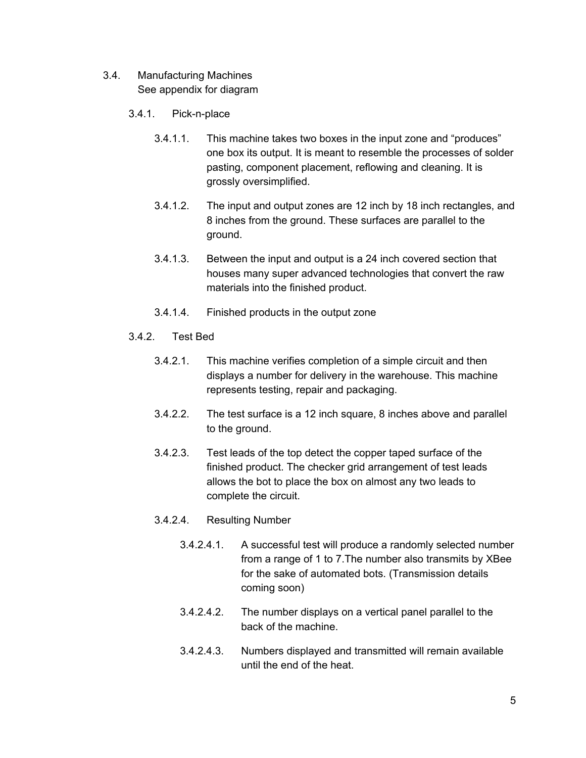### 3.4. Manufacturing Machines

See appendix for diagram

#### 3.4.1. Pick-n-place

3.4.1.1. This machine takes two boxes in the input zone and "produces" one box its output. It is meant to resemble the processes of solder pasting, component placement, reflowing and cleaning. It is grossly oversimplified.

3.4.1.2. The input and output zones are 12 inch by 18 inch rectangles, and 8 inches from the ground. These surfaces are parallel to the ground.

3.4.1.3. Between the input and output is a 24 inch covered section that houses many super advanced technologies that convert the raw materials into the finished product.

3.4.1.4. Finished products in the output zone

#### 3.4.2. Test Bed

3.4.2.1. This machine verifies completion of a simple circuit and then displays a number for delivery in the warehouse. This machine represents testing, repair and packaging.

3.4.2.2. The test surface is a 12 inch square, 8 inches above and parallel to the ground.

3.4.2.3. Test leads of the top detect the copper taped surface of the finished product. The checker grid arrangement of test leads allows the bot to place the box on almost any two leads to complete the circuit.

3.4.2.4. Resulting Number

3.4.2.4.1. A successful test will produce a randomly selected number from a range of 1 to 7.The number also transmits by XBee for the sake of automated bots. (Transmission details coming soon)

3.4.2.4.2. The number displays on a vertical panel parallel to the back of the machine.

3.4.2.4.3. Numbers displayed and transmitted will remain available until the end of the heat.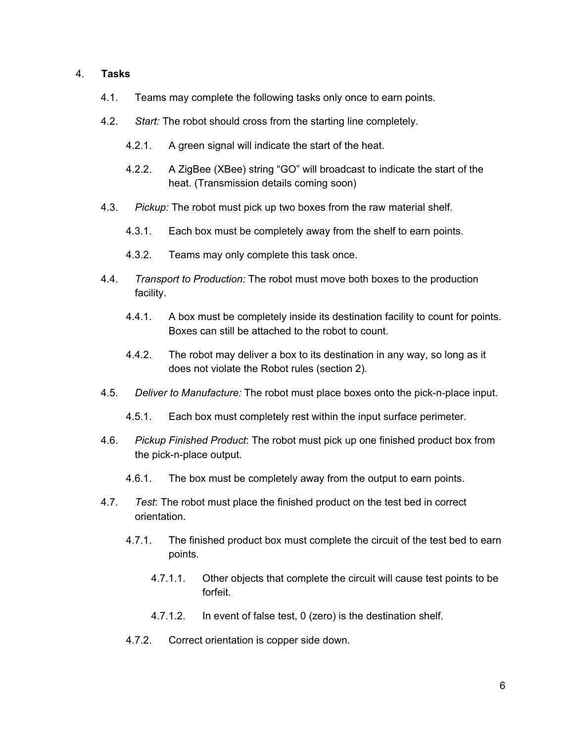4. **Tasks**

4.1. Teams may complete the following tasks only once to earn points.

4.2. *Start:* The robot should cross from the starting line completely.

4.2.1. A green signal will indicate the start of the heat.

4.2.2. A ZigBee (XBee) string "GO" will broadcast to indicate the start of the heat. (Transmission details coming soon)

4.3. *Pickup:* The robot must pick up two boxes from the raw material shelf.

4.3.1. Each box must be completely away from the shelf to earn points.

4.3.2. Teams may only complete this task once.

4.4. *Transport to Production:* The robot must move both boxes to the production facility.

4.4.1. A box must be completely inside its destination facility to count for points. Boxes can still be attached to the robot to count.

4.4.2. The robot may deliver a box to its destination in any way, so long as it does not violate the Robot rules (section 2).

4.5. *Deliver to Manufacture:* The robot must place boxes onto the pick-n-place input.

4.5.1. Each box must completely rest within the input surface perimeter.

4.6. *Pickup Finished Product*: The robot must pick up one finished product box from the pick-n-place output.

4.6.1. The box must be completely away from the output to earn points.

4.7. *Test*: The robot must place the finished product on the test bed in correct orientation.

4.7.1. The finished product box must complete the circuit of the test bed to earn points.

4.7.1.1. Other objects that complete the circuit will cause test points to be forfeit.

4.7.1.2. In event of false test, 0 (zero) is the destination shelf.

4.7.2. Correct orientation is copper side down.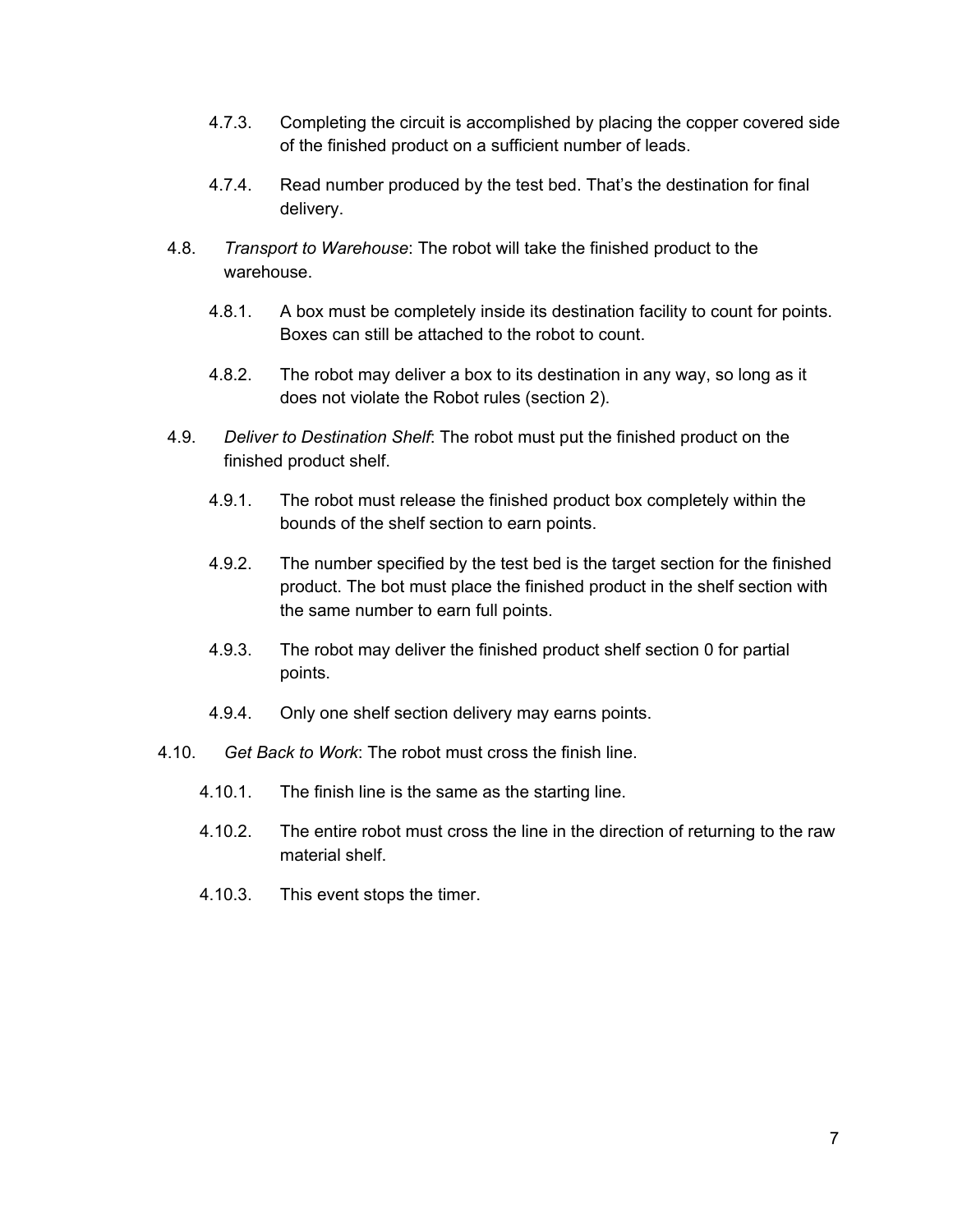4.7.3. Completing the circuit is accomplished by placing the copper covered side of the finished product on a sufficient number of leads.

4.7.4. Read number produced by the test bed. That's the destination for final delivery.

4.8. *Transport to Warehouse*: The robot will take the finished product to the warehouse.

4.8.1. A box must be completely inside its destination facility to count for points. Boxes can still be attached to the robot to count.

4.8.2. The robot may deliver a box to its destination in any way, so long as it does not violate the Robot rules (section 2).

4.9. *Deliver to Destination Shelf*: The robot must put the finished product on the finished product shelf.

4.9.1. The robot must release the finished product box completely within the bounds of the shelf section to earn points.

4.9.2. The number specified by the test bed is the target section for the finished product. The bot must place the finished product in the shelf section with the same number to earn full points.

4.9.3. The robot may deliver the finished product shelf section 0 for partial points.

4.9.4. Only one shelf section delivery may earns points.

4.10. *Get Back to Work*: The robot must cross the finish line.

4.10.1. The finish line is the same as the starting line.

4.10.2. The entire robot must cross the line in the direction of returning to the raw material shelf.

4.10.3. This event stops the timer.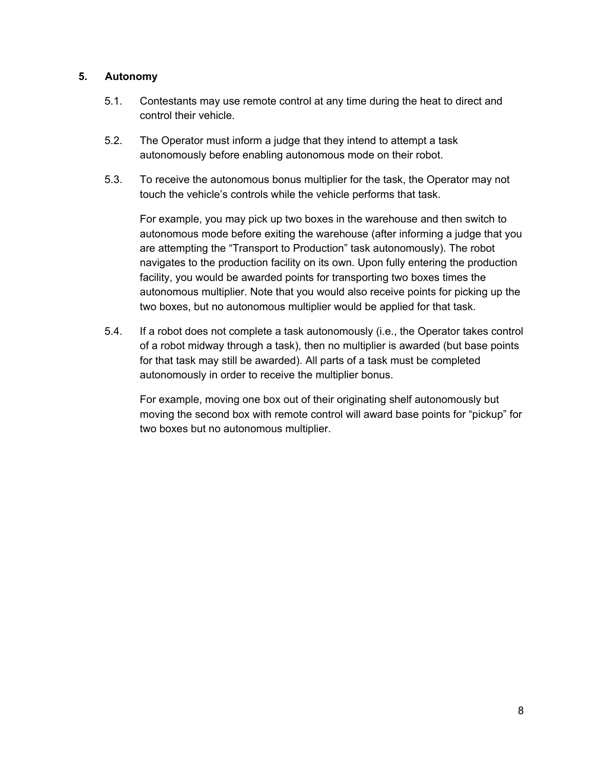## 5. Autonomy

5.1. Contestants may use remote control at any time during the heat to direct and control their vehicle.

5.2. The Operator must inform a judge that they intend to attempt a task autonomously before enabling autonomous mode on their robot.

5.3. To receive the autonomous bonus multiplier for the task, the Operator may not touch the vehicle's controls while the vehicle performs that task.

For example, you may pick up two boxes in the warehouse and then switch to autonomous mode before exiting the warehouse (after informing a judge that you are attempting the "Transport to Production" task autonomously). The robot navigates to the production facility on its own. Upon fully entering the production facility, you would be awarded points for transporting two boxes times the autonomous multiplier. Note that you would also receive points for picking up the two boxes, but no autonomous multiplier would be applied for that task.

5.4. If a robot does not complete a task autonomously (i.e., the Operator takes control of a robot midway through a task), then no multiplier is awarded (but base points for that task may still be awarded). All parts of a task must be completed autonomously in order to receive the multiplier bonus.

For example, moving one box out of their originating shelf autonomously but moving the second box with remote control will award base points for "pickup" for two boxes but no autonomous multiplier.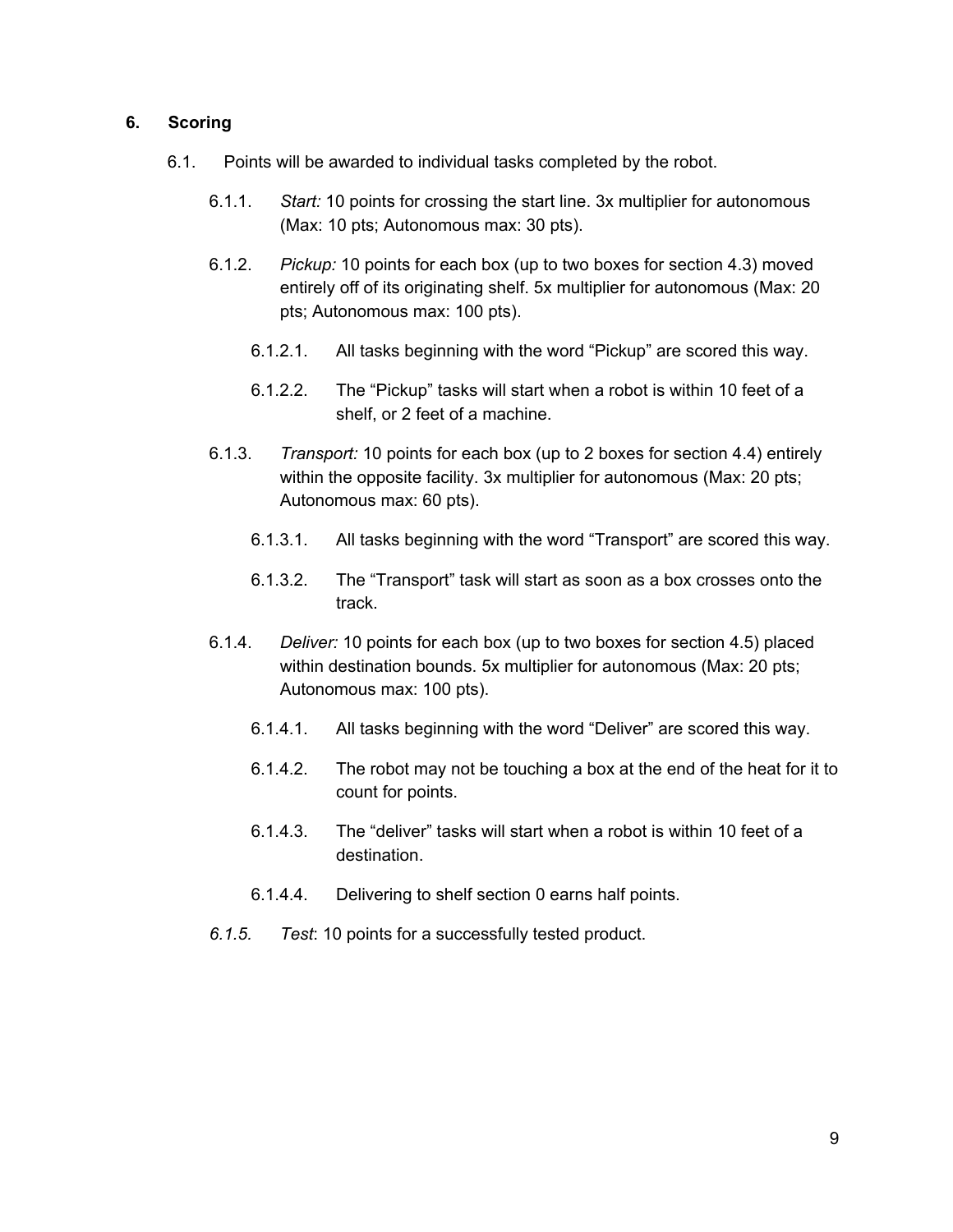## 6. Scoring

6.1. Points will be awarded to individual tasks completed by the robot.

6.1.1. *Start:* 10 points for crossing the start line. 3x multiplier for autonomous (Max: 10 pts; Autonomous max: 30 pts).

6.1.2. *Pickup:* 10 points for each box (up to two boxes for section 4.3) moved entirely off of its originating shelf. 5x multiplier for autonomous (Max: 20 pts; Autonomous max: 100 pts).

6.1.2.1. All tasks beginning with the word "Pickup" are scored this way.

6.1.2.2. The "Pickup" tasks will start when a robot is within 10 feet of a shelf, or 2 feet of a machine.

6.1.3. *Transport:* 10 points for each box (up to 2 boxes for section 4.4) entirely within the opposite facility. 3x multiplier for autonomous (Max: 20 pts; Autonomous max: 60 pts).

6.1.3.1. All tasks beginning with the word "Transport" are scored this way.

6.1.3.2. The "Transport" task will start as soon as a box crosses onto the track.

6.1.4. *Deliver:* 10 points for each box (up to two boxes for section 4.5) placed within destination bounds. 5x multiplier for autonomous (Max: 20 pts; Autonomous max: 100 pts).

6.1.4.1. All tasks beginning with the word "Deliver" are scored this way.

6.1.4.2. The robot may not be touching a box at the end of the heat for it to count for points.

6.1.4.3. The "deliver" tasks will start when a robot is within 10 feet of a destination.

6.1.4.4. Delivering to shelf section 0 earns half points.

*6.1.5.* *Test*: 10 points for a successfully tested product.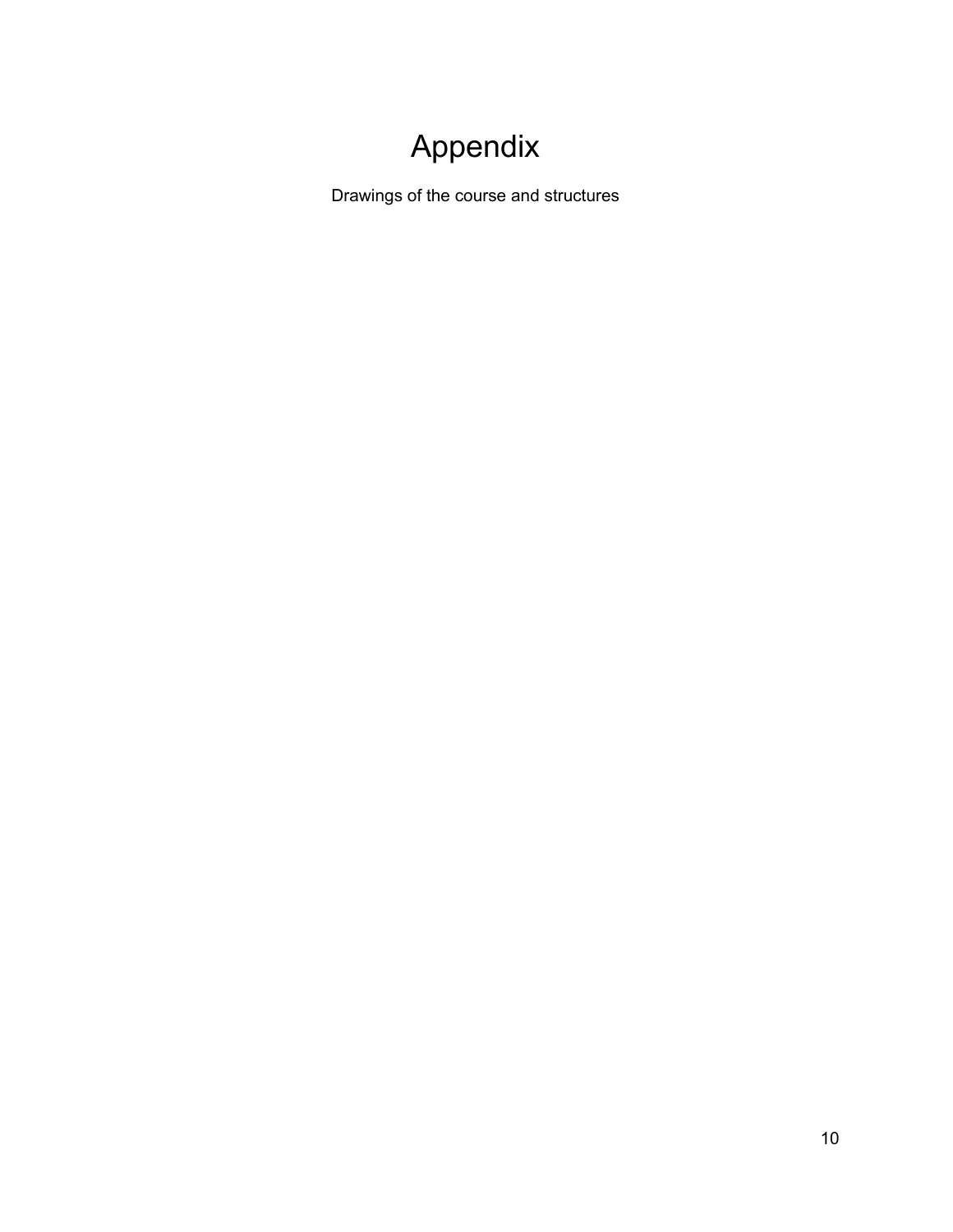# Appendix

Drawings of the course and structures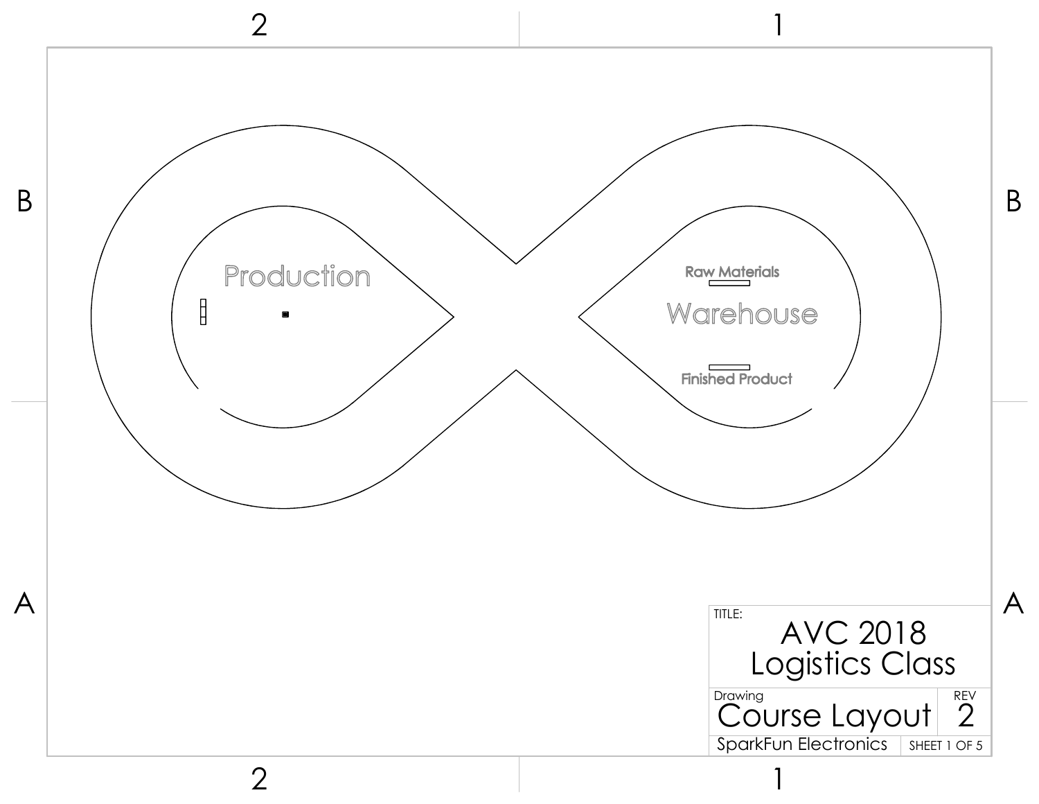Production

Raw Materials

Warehouse

Finished Product

TITLE:
AVC 2018
Logistics Class

Drawing
Course Layout

REV
2

SparkFun Electronics

SHEET 1 OF 5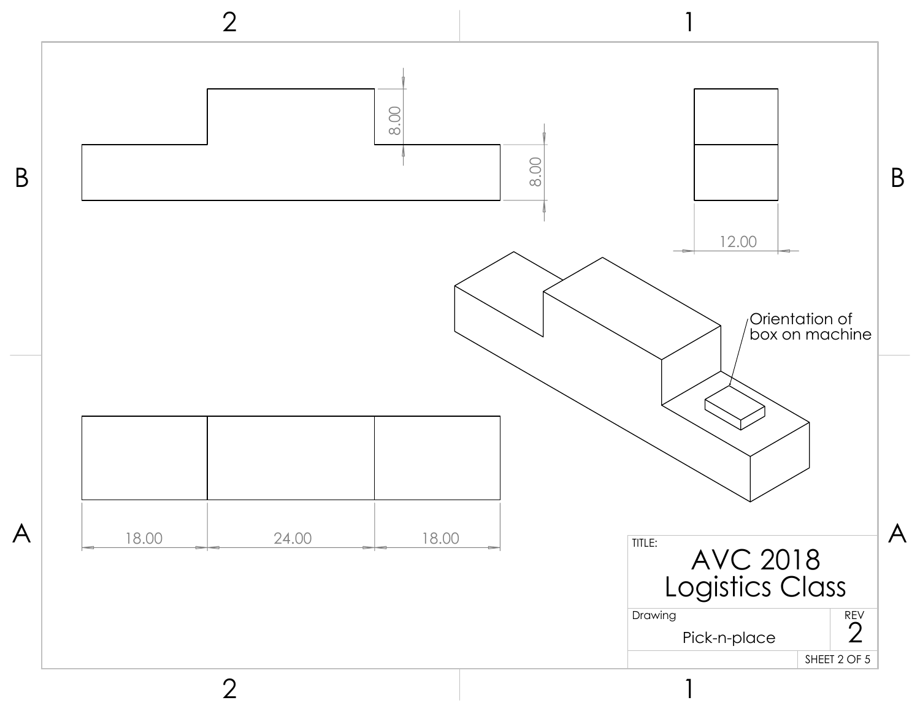8.00

8.00

12.00

Orientation of box on machine

18.00

24.00

18.00

TITLE:

AVC 2018 Logistics Class

Drawing

Pick-n-place

REV

2

SHEET 2 OF 5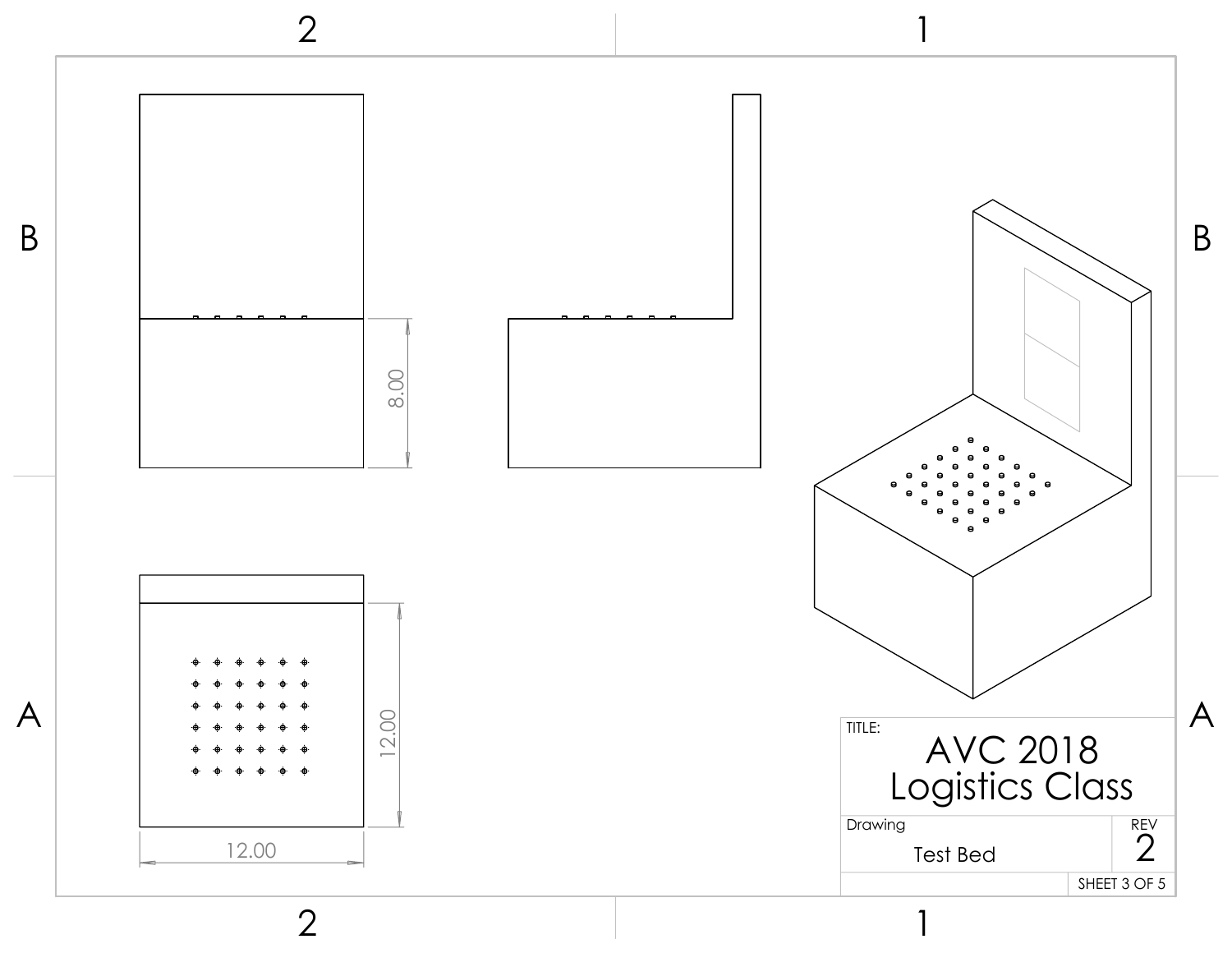8.00

12.00

12.00

TITLE:

AVC 2018
Logistics Class

Drawing

Test Bed

REV
2

SHEET 3 OF 5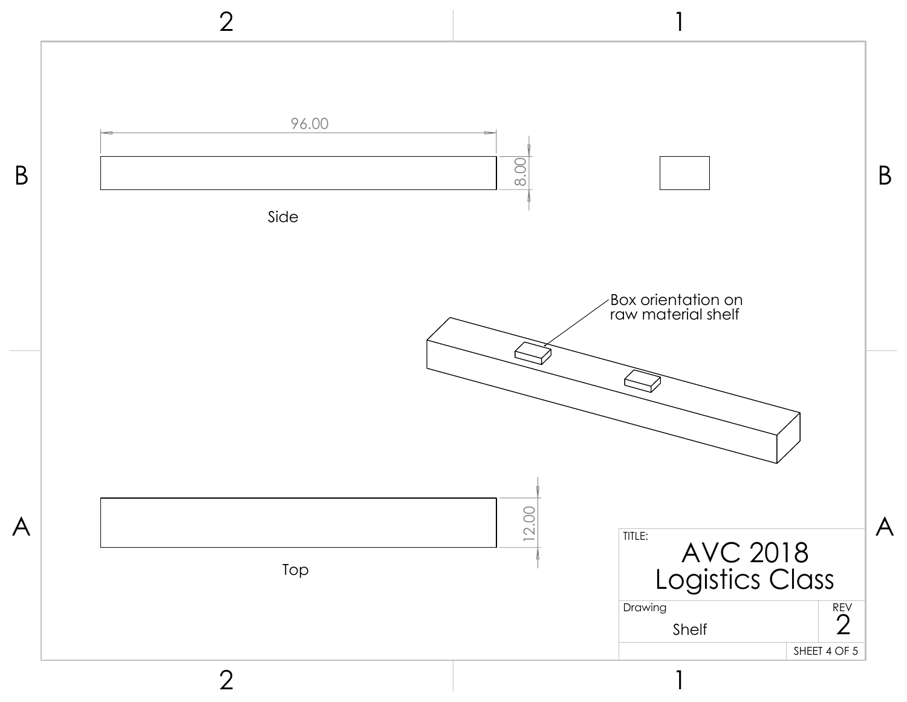96.00

8.00

Side

Box orientation on raw material shelf

12.00

Top

TITLE:

AVC 2018 Logistics Class

Drawing

Shelf

REV 2

SHEET 4 OF 5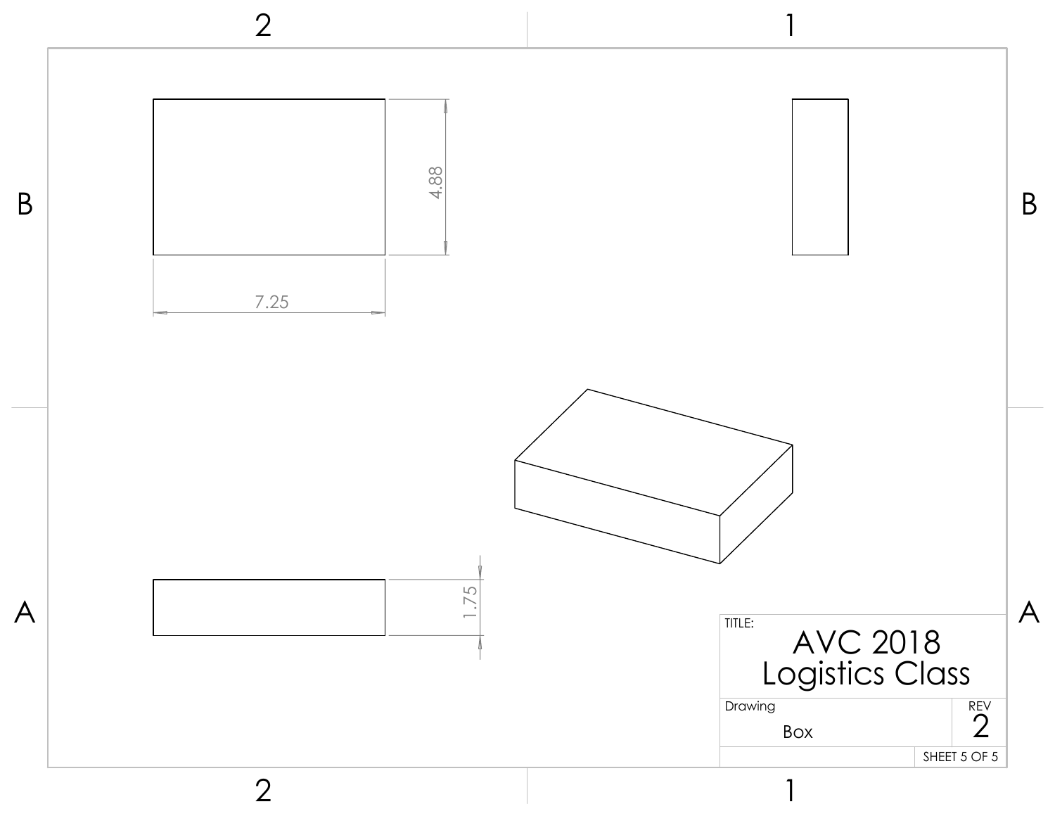7.25

4.88

1.75

TITLE:

AVC 2018
Logistics Class

Drawing

Box

REV

2

SHEET 5 OF 5